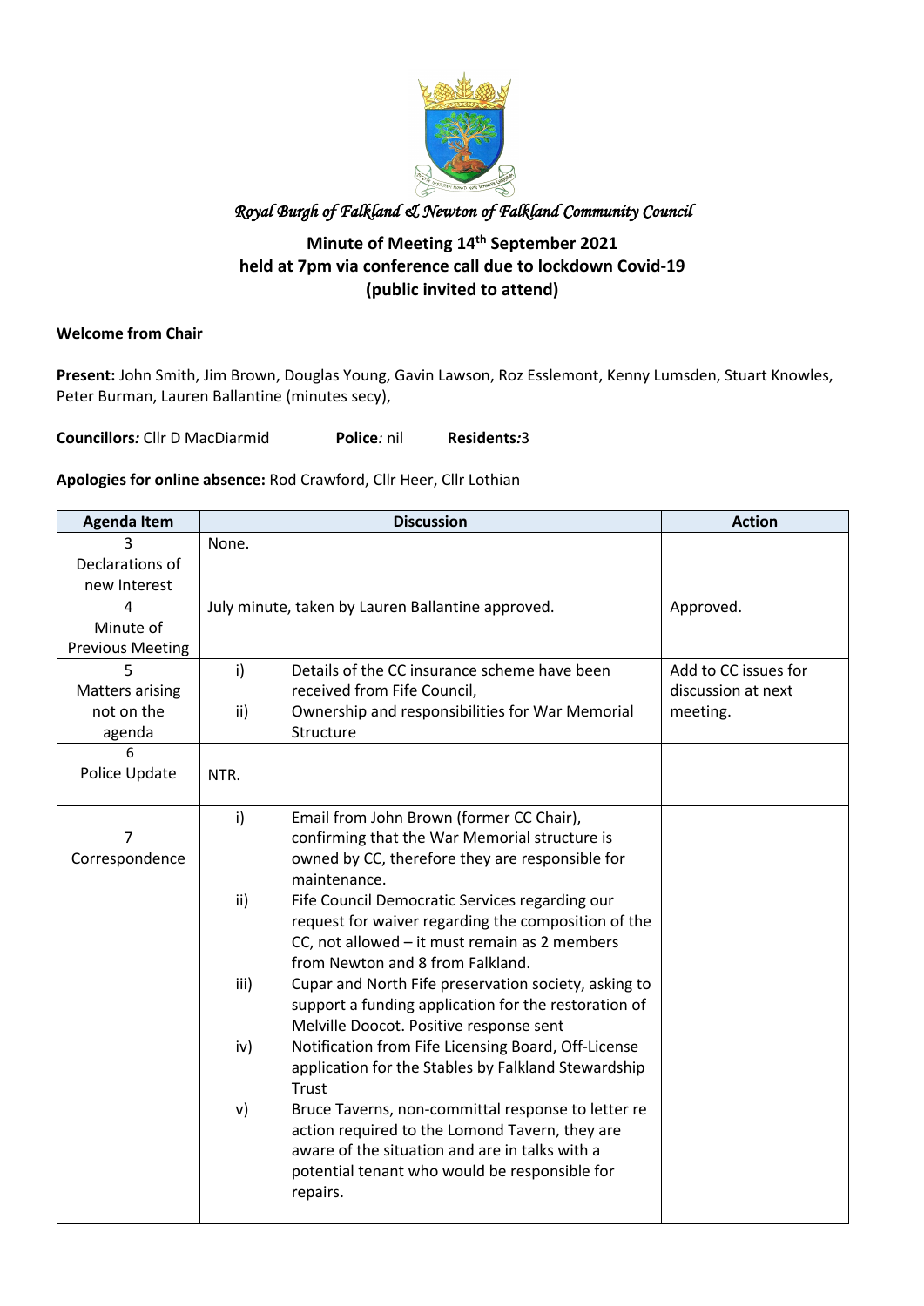*Royal Burgh of Falkland & Newton of Falkland Community Council*

**Minute of Meeting 14th September 2021**
**held at 7pm via conference call due to lockdown Covid-19**
**(public invited to attend)**

**Welcome from Chair**

**Present:** John Smith, Jim Brown, Douglas Young, Gavin Lawson, Roz Esslemont, Kenny Lumsden, Stuart Knowles, Peter Burman, Lauren Ballantine (minutes secy),

**Councillors:** Cllr D MacDiarmid **Police**: nil **Residents:** 3

**Apologies for online absence:** Rod Crawford, Cllr Heer, Cllr Lothian

| Agenda Item | Discussion | Action |
| --- | --- | --- |
| 3 Declarations of new Interest | None. | |
| 4 Minute of Previous Meeting | July minute, taken by Lauren Ballantine approved. | Approved. |
| 5 Matters arising not on the agenda | i) Details of the CC insurance scheme have been received from Fife Council,<br>ii) Ownership and responsibilities for War Memorial Structure | Add to CC issues for discussion at next meeting. |
| 6 Police Update | NTR. | |
| 7 Correspondence | i) Email from John Brown (former CC Chair), confirming that the War Memorial structure is owned by CC, therefore they are responsible for maintenance.<br>ii) Fife Council Democratic Services regarding our request for waiver regarding the composition of the CC, not allowed – it must remain as 2 members from Newton and 8 from Falkland.<br>iii) Cupar and North Fife preservation society, asking to support a funding application for the restoration of Melville Doocot. Positive response sent<br>iv) Notification from Fife Licensing Board, Off-License application for the Stables by Falkland Stewardship Trust<br>v) Bruce Taverns, non-committal response to letter re action required to the Lomond Tavern, they are aware of the situation and are in talks with a potential tenant who would be responsible for repairs. | |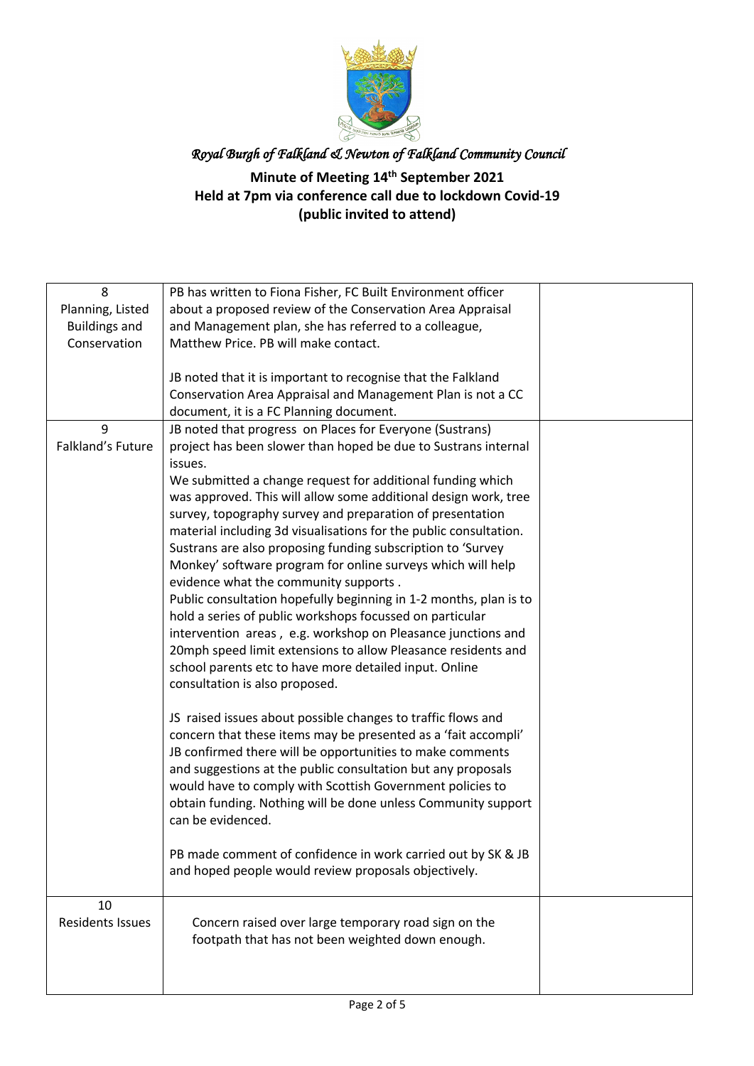*Royal Burgh of Falkland & Newton of Falkland Community Council*

**Minute of Meeting 14th September 2021**
**Held at 7pm via conference call due to lockdown Covid-19**
**(public invited to attend)**

| | | |
|---|---|---|
| 8<br>Planning, Listed Buildings and Conservation | PB has written to Fiona Fisher, FC Built Environment officer about a proposed review of the Conservation Area Appraisal and Management plan, she has referred to a colleague, Matthew Price. PB will make contact.<br><br>JB noted that it is important to recognise that the Falkland Conservation Area Appraisal and Management Plan is not a CC document, it is a FC Planning document. | |
| 9<br>Falkland's Future | JB noted that progress on Places for Everyone (Sustrans) project has been slower than hoped be due to Sustrans internal issues.<br>We submitted a change request for additional funding which was approved. This will allow some additional design work, tree survey, topography survey and preparation of presentation material including 3d visualisations for the public consultation. Sustrans are also proposing funding subscription to 'Survey Monkey' software program for online surveys which will help evidence what the community supports .<br>Public consultation hopefully beginning in 1-2 months, plan is to hold a series of public workshops focussed on particular intervention areas , e.g. workshop on Pleasance junctions and 20mph speed limit extensions to allow Pleasance residents and school parents etc to have more detailed input. Online consultation is also proposed.<br><br>JS raised issues about possible changes to traffic flows and concern that these items may be presented as a 'fait accompli' JB confirmed there will be opportunities to make comments and suggestions at the public consultation but any proposals would have to comply with Scottish Government policies to obtain funding. Nothing will be done unless Community support can be evidenced.<br><br>PB made comment of confidence in work carried out by SK & JB and hoped people would review proposals objectively. | |
| 10<br>Residents Issues | Concern raised over large temporary road sign on the footpath that has not been weighted down enough. | |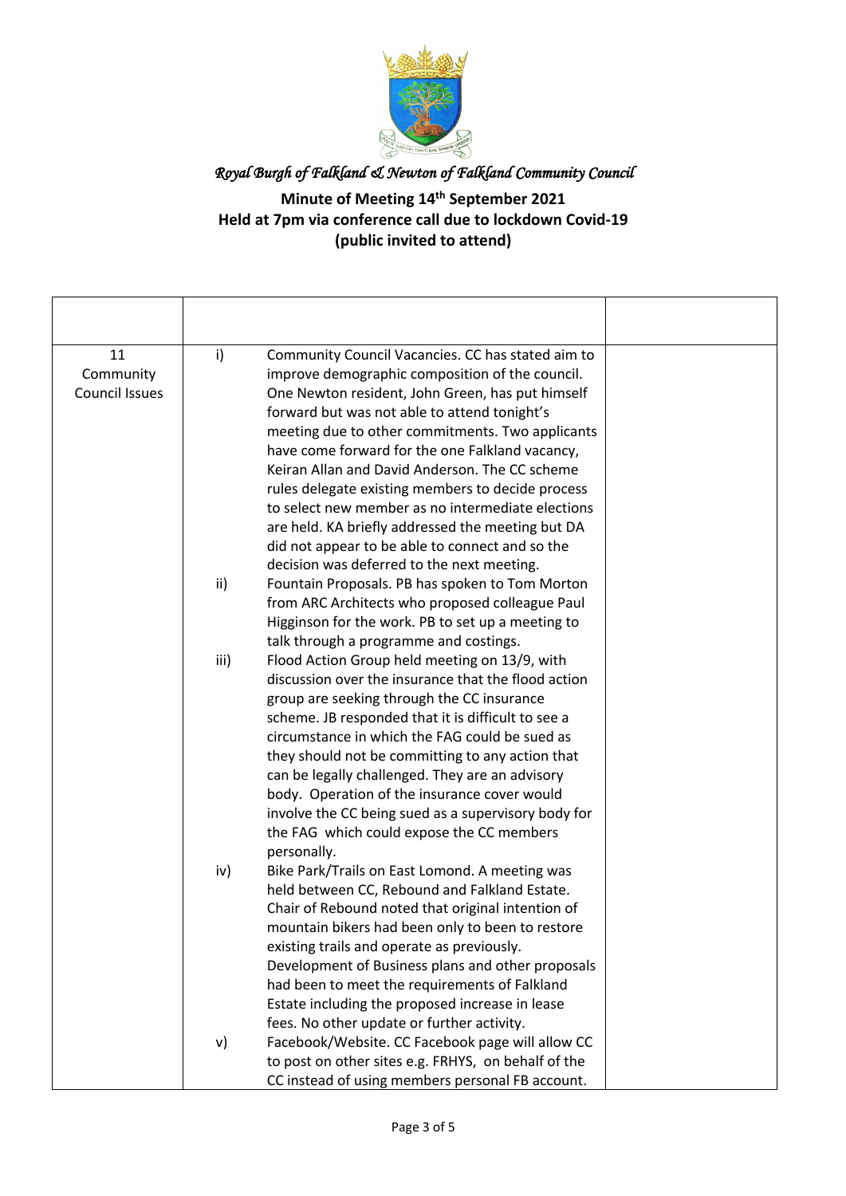*Royal Burgh of Falkland & Newton of Falkland Community Council*

**Minute of Meeting 14th September 2021**
**Held at 7pm via conference call due to lockdown Covid-19**
**(public invited to attend)**

| | | |
|---|---|---|
| 11 Community Council Issues | i) Community Council Vacancies. CC has stated aim to improve demographic composition of the council. One Newton resident, John Green, has put himself forward but was not able to attend tonight's meeting due to other commitments. Two applicants have come forward for the one Falkland vacancy, Keiran Allan and David Anderson. The CC scheme rules delegate existing members to decide process to select new member as no intermediate elections are held. KA briefly addressed the meeting but DA did not appear to be able to connect and so the decision was deferred to the next meeting.<br>ii) Fountain Proposals. PB has spoken to Tom Morton from ARC Architects who proposed colleague Paul Higginson for the work. PB to set up a meeting to talk through a programme and costings.<br>iii) Flood Action Group held meeting on 13/9, with discussion over the insurance that the flood action group are seeking through the CC insurance scheme. JB responded that it is difficult to see a circumstance in which the FAG could be sued as they should not be committing to any action that can be legally challenged. They are an advisory body. Operation of the insurance cover would involve the CC being sued as a supervisory body for the FAG which could expose the CC members personally.<br>iv) Bike Park/Trails on East Lomond. A meeting was held between CC, Rebound and Falkland Estate. Chair of Rebound noted that original intention of mountain bikers had been only to been to restore existing trails and operate as previously. Development of Business plans and other proposals had been to meet the requirements of Falkland Estate including the proposed increase in lease fees. No other update or further activity.<br>v) Facebook/Website. CC Facebook page will allow CC to post on other sites e.g. FRHYS, on behalf of the CC instead of using members personal FB account. | |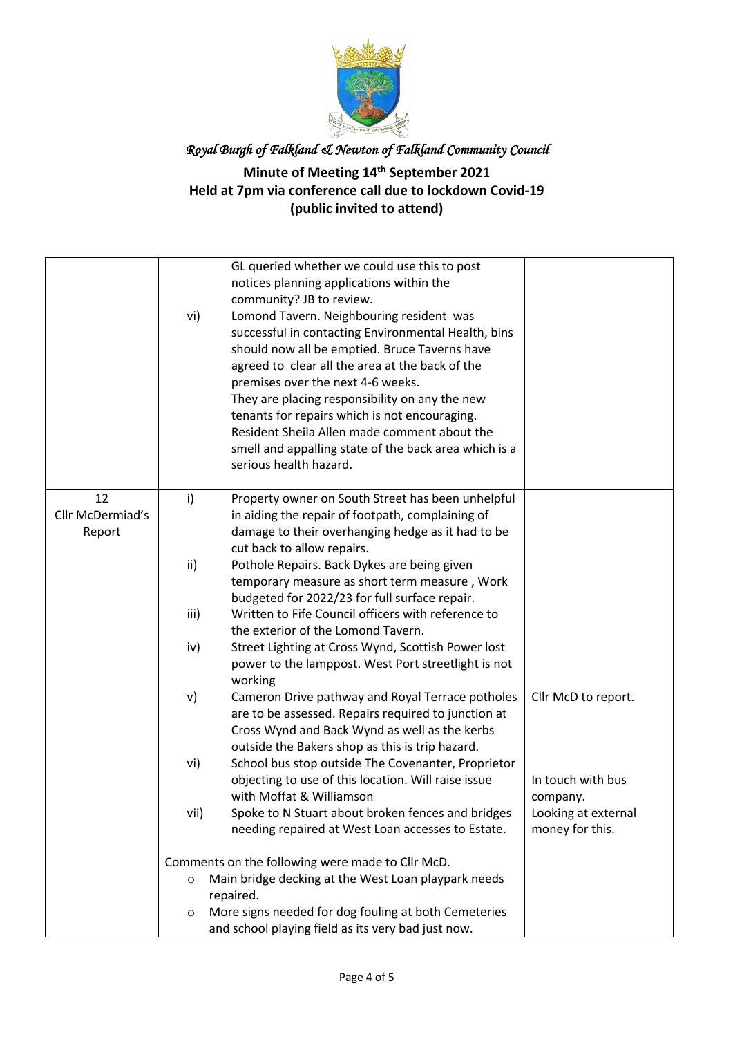*Royal Burgh of Falkland & Newton of Falkland Community Council*

**Minute of Meeting 14th September 2021**
**Held at 7pm via conference call due to lockdown Covid-19**
**(public invited to attend)**

| | | |
|---|---|---|
| | GL queried whether we could use this to post notices planning applications within the community? JB to review.<br>vi) Lomond Tavern. Neighbouring resident was successful in contacting Environmental Health, bins should now all be emptied. Bruce Taverns have agreed to clear all the area at the back of the premises over the next 4-6 weeks.<br>They are placing responsibility on any the new tenants for repairs which is not encouraging.<br>Resident Sheila Allen made comment about the smell and appalling state of the back area which is a serious health hazard. | |
| 12<br>Cllr McDermiad's Report | i) Property owner on South Street has been unhelpful in aiding the repair of footpath, complaining of damage to their overhanging hedge as it had to be cut back to allow repairs.<br>ii) Pothole Repairs. Back Dykes are being given temporary measure as short term measure , Work budgeted for 2022/23 for full surface repair.<br>iii) Written to Fife Council officers with reference to the exterior of the Lomond Tavern.<br>iv) Street Lighting at Cross Wynd, Scottish Power lost power to the lamppost. West Port streetlight is not working<br>v) Cameron Drive pathway and Royal Terrace potholes are to be assessed. Repairs required to junction at Cross Wynd and Back Wynd as well as the kerbs outside the Bakers shop as this is trip hazard.<br>vi) School bus stop outside The Covenanter, Proprietor objecting to use of this location. Will raise issue with Moffat & Williamson<br>vii) Spoke to N Stuart about broken fences and bridges needing repaired at West Loan accesses to Estate.<br><br>Comments on the following were made to Cllr McD.<br>○ Main bridge decking at the West Loan playpark needs repaired.<br>○ More signs needed for dog fouling at both Cemeteries and school playing field as its very bad just now. | Cllr McD to report.<br><br>In touch with bus company.<br>Looking at external money for this. |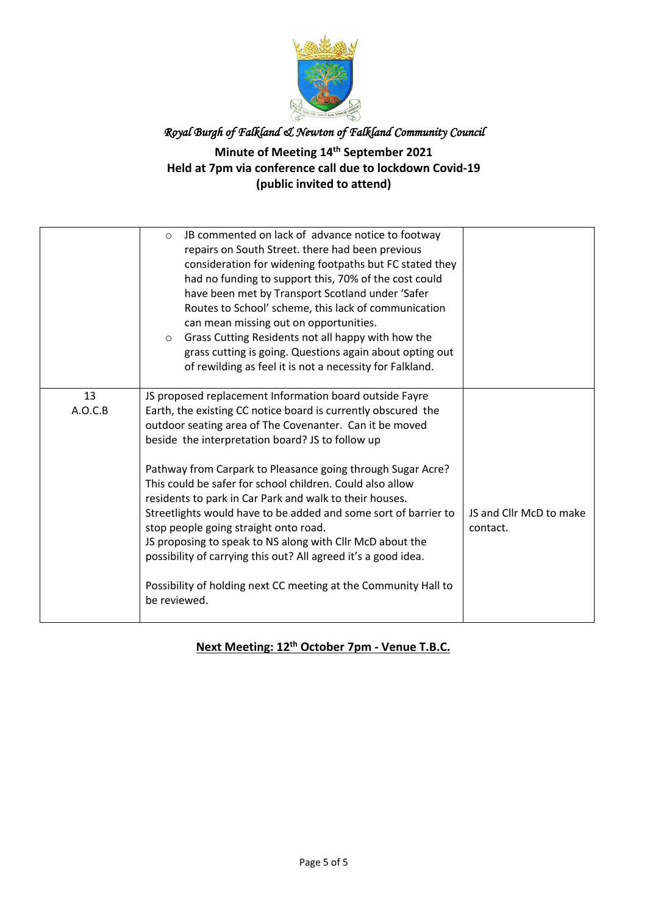*Royal Burgh of Falkland & Newton of Falkland Community Council*

**Minute of Meeting 14th September 2021**
**Held at 7pm via conference call due to lockdown Covid-19**
**(public invited to attend)**

| | | |
|---|---|---|
| | ○ JB commented on lack of advance notice to footway repairs on South Street. there had been previous consideration for widening footpaths but FC stated they had no funding to support this, 70% of the cost could have been met by Transport Scotland under 'Safer Routes to School' scheme, this lack of communication can mean missing out on opportunities.<br>○ Grass Cutting Residents not all happy with how the grass cutting is going. Questions again about opting out of rewilding as feel it is not a necessity for Falkland. | |
| 13<br>A.O.C.B | JS proposed replacement Information board outside Fayre Earth, the existing CC notice board is currently obscured the outdoor seating area of The Covenanter. Can it be moved beside the interpretation board? JS to follow up<br><br>Pathway from Carpark to Pleasance going through Sugar Acre? This could be safer for school children. Could also allow residents to park in Car Park and walk to their houses. Streetlights would have to be added and some sort of barrier to stop people going straight onto road.<br>JS proposing to speak to NS along with Cllr McD about the possibility of carrying this out? All agreed it's a good idea.<br><br>Possibility of holding next CC meeting at the Community Hall to be reviewed. | JS and Cllr McD to make contact. |

**Next Meeting: 12th October 7pm - Venue T.B.C.**